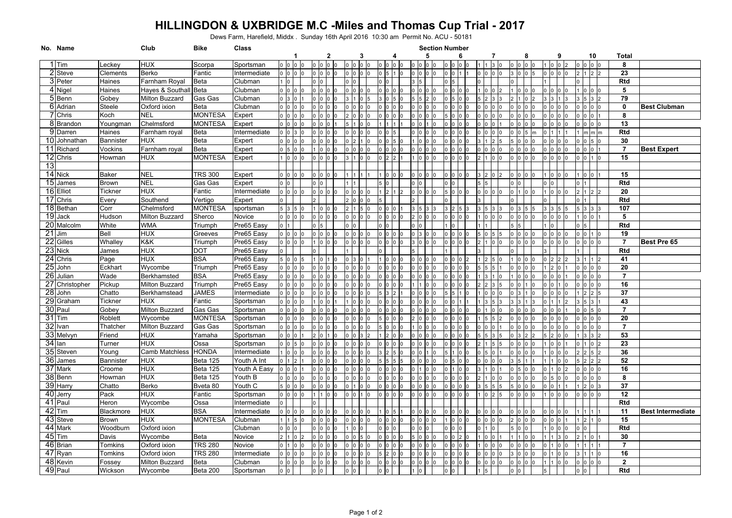# HILLINGDON & UXBRIDGE M.C -Miles and Thomas Cup Trial - 2017

Dews Farm, Harefield, Middx . Sunday 16th April 2016 10:30 am Permit No. ACU - 50181

Section scores are listed as four rides per section.

| No. | Name | | Club | Bike | Class | 1 | 2 | 3 | 4 | 5 | 6 | 7 | 8 | 9 | 10 | Total | |
|---|---|---|---|---|---|---|---|---|---|---|---|---|---|---|---|---|---|
| 1 | Tim | Leckey | HUX | Scorpa | Sportsman | 0 0 0 0 | 0 0 0 0 | 0 0 0 0 | 0 0 0 0 | 0 0 0 0 | 0 0 0 0 | 1 1 3 0 | 0 0 0 0 | 1 0 0 2 | 0 0 0 0 | 8 | |
| 2 | Steve | Clements | Berko | Fantic | Intermediate | 0 0 0 0 | 0 0 0 0 | 0 0 0 0 | 0 5 1 0 | 0 0 0 0 | 0 0 1 1 | 0 0 0 0 | 3 0 0 5 | 0 0 0 0 | 2 1 2 2 | 23 | |
| 3 | Peter | Haines | Farnham Royal | Beta | Clubman | 1 0 | 0 0 | 0 0 | 0 0 | 3 5 | 0 5 | 0 | 0 | 1 | 0 | Rtd | |
| 4 | Nigel | Haines | Hayes & Southall | Beta | Clubman | 0 0 0 0 | 0 0 0 0 | 0 0 0 0 | 0 0 0 0 | 0 0 0 0 | 0 0 0 0 | 1 0 0 2 | 1 0 0 0 | 0 0 0 0 | 1 0 0 0 | 5 | |
| 5 | Benn | Gobey | Milton Buzzard | Gas Gas | Clubman | 0 3 0 1 | 0 0 0 0 | 3 1 0 5 | 3 0 5 0 | 5 5 2 0 | 0 5 0 0 | 5 2 3 3 | 2 1 0 2 | 3 3 1 3 | 3 5 3 2 | 79 | |
| 6 | Adrian | Steele | Oxford ixion | Beta | Clubman | 0 0 0 0 | 0 0 0 0 | 0 0 0 0 | 0 0 0 0 | 0 0 0 0 | 0 0 0 0 | 0 0 0 0 | 0 0 0 0 | 0 0 0 0 | 0 0 0 0 | 0 | Best Clubman |
| 7 | Chris | Koch | NEL | MONTESA | Expert | 0 0 0 0 | 0 0 0 0 | 2 0 0 0 | 0 0 0 0 | 0 0 0 0 | 5 0 0 0 | 0 0 0 0 | 0 0 0 0 | 0 0 0 0 | 0 0 0 1 | 8 | |
| 8 | Brandon | Youngman | Chelmsford | MONTESA | Expert | 0 0 0 0 | 0 0 0 1 | 5 1 0 0 | 1 1 1 1 | 0 0 1 0 | 0 0 0 0 | 0 0 0 1 | 0 0 0 0 | 0 0 0 0 | 0 0 0 0 | 13 | |
| 9 | Darren | Haines | Farnham royal | Beta | Intermediate | 0 0 3 0 | 0 0 0 0 | 0 0 0 0 | 0 0 5 | 0 0 0 0 | 0 0 0 0 | 0 0 0 0 | 0 0 5 m | 0 1 1 1 | 1 m m m | Rtd | |
| 10 | Johnathan | Bannister | HUX | Beta | Expert | 0 0 0 0 | 0 0 0 0 | 0 2 1 0 | 0 0 5 0 | 1 0 0 0 | 0 0 0 0 | 3 1 2 5 | 5 0 0 0 | 0 0 0 0 | 0 0 5 0 | 30 | |
| 11 | Richard | Vockins | Farnham royal | Beta | Expert | 0 5 0 0 | 1 0 0 0 | 0 0 0 0 | 0 0 0 0 | 0 0 0 0 | 0 0 0 0 | 0 0 0 0 | 0 0 0 0 | 0 0 0 0 | 0 0 0 1 | 7 | Best Expert |
| 12 | Chris | Howman | HUX | MONTESA | Expert | 1 0 0 0 | 0 0 0 0 | 3 1 0 0 | 0 2 2 1 | 1 0 0 0 | 0 0 0 0 | 2 1 0 0 | 0 0 0 0 | 0 0 0 0 | 0 0 1 0 | 15 | |
| 13 | | | | | | | | | | | | | | | | | |
| 14 | Nick | Baker | NEL | TRS 300 | Expert | 0 0 0 0 | 0 0 0 0 | 1 1 1 1 | 1 0 0 0 | 0 0 0 0 | 0 0 0 0 | 3 2 0 2 | 0 0 0 0 | 1 0 0 0 | 1 0 0 1 | 15 | |
| 15 | James | Brown | NEL | Gas Gas | Expert | 0 0 | 0 0 | 1 1 | 5 0 | 0 0 | 0 0 | 5 5 | 0 0 | 0 0 | 0 1 | Rtd | |
| 16 | Elliot | Tickner | HUX | Fantic | Intermediate | 0 0 0 0 | 0 0 0 0 | 0 0 0 0 | 1 2 1 2 | 0 0 0 0 | 5 0 0 0 | 0 0 0 0 | 0 1 0 0 | 1 0 0 0 | 2 1 2 2 | 20 | |
| 17 | Chris | Every | Southend | Vertigo | Expert | 0 | 2 | 2 0 0 0 | 5 | 2 | 0 | 3 | 0 | 0 | 0 1 | Rtd | |
| 18 | Bethan | Corr | Chelmsford | MONTESA | sportsman | 5 3 5 0 | 1 0 0 0 | 2 1 5 0 | 0 0 0 1 | 3 5 3 3 | 3 2 5 3 | 3 5 3 3 | 0 3 5 5 | 3 3 5 5 | 5 3 3 3 | 107 | |
| 19 | Jack | Hudson | Milton Buzzard | Sherco | Novice | 0 0 0 0 | 0 0 0 0 | 0 0 0 0 | 0 0 0 0 | 2 0 0 0 | 0 0 0 0 | 1 0 0 0 | 0 0 0 0 | 0 0 0 0 | 1 0 0 1 | 5 | |
| 20 | Malcolm | White | WMA | Triumph | Pre65 Easy | 0 1 | 0 5 | 0 0 | 0 0 | 0 0 | 1 0 | 1 1 | 5 5 | 1 0 | 0 5 | Rtd | |
| 21 | Jim | Bell | HUX | Greeves | Pre65 Easy | 0 0 0 0 | 0 0 0 0 | 0 0 0 0 | 0 0 0 0 | 0 3 0 0 | 0 0 0 0 | 5 0 5 5 | 0 0 0 0 | 0 0 0 0 | 0 0 1 0 | 19 | |
| 22 | Gilles | Whalley | K&K | Triumph | Pre65 Easy | 0 0 0 0 | 1 0 0 0 | 0 0 0 0 | 0 0 0 0 | 3 0 0 0 | 0 0 0 0 | 2 1 0 0 | 0 0 0 0 | 0 0 0 0 | 0 0 0 0 | 7 | Best Pre 65 |
| 23 | Nick | James | HUX | DOT | Pre65 Easy | 0 | 0 | 1 | 0 | 5 | 1 | 3 | 0 | 3 | 1 | Rtd | |
| 24 | Chris | Page | HUX | BSA | Pre65 Easy | 5 0 0 5 | 1 0 1 0 | 0 3 0 1 | 1 0 0 0 | 0 0 0 0 | 0 0 0 2 | 1 2 5 0 | 1 0 0 0 | 0 2 2 2 | 3 1 1 2 | 41 | |
| 25 | John | Eckhart | Wycombe | Triumph | Pre65 Easy | 0 0 0 0 | 0 0 0 0 | 0 0 0 0 | 0 0 0 0 | 0 0 0 0 | 0 0 0 0 | 5 5 5 1 | 0 0 0 0 | 1 2 0 1 | 0 0 0 0 | 20 | |
| 26 | Julian | Wade | Berkhamsted | BSA | Pre65 Easy | 0 0 0 0 | 0 0 0 0 | 0 0 0 0 | 0 0 0 0 | 0 0 0 0 | 0 0 0 0 | 1 3 1 0 | 1 0 0 0 | 0 0 0 1 | 0 0 0 0 | 7 | |
| 27 | Christopher | Pickup | Milton Buzzard | Triumph | Pre65 Easy | 0 0 0 0 | 0 0 0 0 | 0 0 0 0 | 0 0 0 0 | 1 1 0 0 | 0 0 0 0 | 2 2 3 5 | 0 0 1 0 | 0 0 1 0 | 0 0 0 0 | 16 | |
| 28 | John | Chatto | Berkhamstead | JAMES | Intermediate | 0 0 0 0 | 0 0 0 0 | 0 0 0 0 | 5 3 2 1 | 0 0 0 0 | 5 5 1 0 | 1 0 0 0 | 0 3 1 0 | 0 0 0 0 | 1 2 2 5 | 37 | |
| 29 | Graham | Tickner | HUX | Fantic | Sportsman | 0 0 0 0 | 1 0 0 1 | 1 0 0 0 | 0 0 0 0 | 0 0 0 0 | 0 0 1 1 | 1 3 5 3 | 3 3 1 3 | 0 1 1 2 | 3 5 3 1 | 43 | |
| 30 | Paul | Gobey | Milton Buzzard | Gas Gas | Sportsman | 0 0 0 0 | 0 0 0 0 | 0 0 0 0 | 0 0 0 0 | 0 0 0 0 | 0 0 0 0 | 0 1 0 0 | 0 0 0 0 | 0 0 0 1 | 0 0 5 0 | 7 | |
| 31 | Tim | Roblett | Wycombe | MONTESA | Sportsman | 0 0 0 0 | 0 0 0 0 | 0 0 0 0 | 5 0 0 0 | 2 0 0 0 | 0 0 0 0 | 1 5 5 2 | 0 0 0 0 | 0 0 0 0 | 0 0 0 0 | 20 | |
| 32 | Ivan | Thatcher | Milton Buzzard | Gas Gas | Sportsman | 0 0 0 0 | 0 0 0 0 | 0 0 0 0 | 5 0 0 0 | 1 0 0 0 | 0 0 0 0 | 0 0 0 1 | 0 0 0 0 | 0 0 0 0 | 0 0 0 0 | 7 | |
| 33 | Melvyn | Friend | HUX | Yamaha | Sportsman | 0 0 0 1 | 2 0 1 0 | 0 0 3 2 | 1 2 0 0 | 0 0 0 0 | 0 0 0 0 | 5 5 3 5 | 0 3 2 2 | 5 2 0 0 | 1 3 3 2 | 53 | |
| 34 | Ian | Turner | HUX | Ossa | Sportsman | 0 0 5 0 | 0 0 0 0 | 0 0 0 0 | 0 0 0 0 | 0 0 0 0 | 0 0 0 0 | 2 1 5 5 | 0 0 0 0 | 1 0 0 1 | 0 1 0 2 | 23 | |
| 35 | Steven | Young | Camb Matchless | HONDA | Intermediate | 1 0 0 0 | 0 0 0 0 | 0 0 0 0 | 3 2 5 0 | 0 0 1 0 | 5 1 0 0 | 0 5 0 1 | 0 0 0 0 | 1 0 0 0 | 2 2 5 2 | 36 | |
| 36 | James | Bannister | HUX | Beta 125 | Youth A Int | 0 1 2 1 | 0 0 0 0 | 0 0 0 0 | 5 5 5 5 | 0 0 0 0 | 0 5 0 0 | 0 0 0 0 | 3 5 1 1 | 1 1 0 0 | 5 2 2 2 | 52 | |
| 37 | Mark | Croome | HUX | Beta 125 | Youth A Easy | 0 0 0 1 | 0 0 0 0 | 0 0 0 0 | 0 0 0 0 | 0 1 0 0 | 0 1 0 0 | 3 1 0 1 | 0 5 0 0 | 0 1 0 2 | 0 0 0 0 | 16 | |
| 38 | Benn | Howman | HUX | Beta 125 | Youth B | 0 0 0 0 | 0 0 0 0 | 0 0 0 0 | 0 0 0 0 | 0 0 0 0 | 0 0 0 0 | 2 1 0 0 | 0 0 0 0 | 0 5 0 0 | 0 0 0 0 | 8 | |
| 39 | Harry | Chatto | Berko | Bveta 80 | Youth C | 5 0 0 0 | 0 0 0 0 | 0 1 0 0 | 0 0 0 0 | 0 0 0 0 | 0 0 0 0 | 3 5 5 5 | 5 0 0 0 | 0 0 1 1 | 1 2 0 3 | 37 | |
| 40 | Jerry | Pack | HUX | Fantic | Sportsman | 0 0 0 0 | 1 1 0 0 | 0 0 1 0 | 0 0 0 0 | 0 0 0 0 | 0 0 0 0 | 1 0 2 5 | 0 0 0 0 | 1 0 0 0 | 0 0 0 0 | 12 | |
| 41 | Paul | Heron | Wycombe | Ossa | Intermediate | 0 | 0 | | | | | | | | | Rtd | |
| 42 | Tim | Blackmore | HUX | BSA | Intermediate | 0 0 0 0 | 0 0 0 0 | 0 0 0 0 | 1 0 5 1 | 0 0 0 0 | 0 0 0 0 | 0 0 0 0 | 0 0 0 0 | 0 0 0 0 | 1 1 1 1 | 11 | Best Intermediate |
| 43 | Steve | Brown | HUX | MONTESA | Clubman | 1 1 5 0 | 0 0 0 0 | 0 0 0 0 | 0 0 0 0 | 0 0 0 0 | 1 0 0 0 | 0 0 0 0 | 2 0 0 0 | 0 0 0 1 | 1 2 1 0 | 15 | |
| 44 | Mark | Woodburn | Oxford ixion | | Clubman | 0 0 0 | 0 0 0 0 | 1 0 0 | 0 0 0 | 0 0 0 | 0 0 0 | 0 1 0 | 5 0 0 | 1 0 0 0 | 0 0 | Rtd | |
| 45 | Tim | Davis | Wycombe | Beta | Novice | 2 1 0 2 | 0 0 0 0 | 0 0 5 0 | 0 0 0 0 | 5 0 0 0 | 0 0 2 0 | 1 0 0 1 | 1 1 0 0 | 1 1 3 0 | 2 1 0 1 | 30 | |
| 46 | Brian | Tomkins | Oxford ixion | TRS 280 | Novice | 0 1 0 0 | 0 0 0 0 | 0 0 0 0 | 0 0 0 0 | 0 0 0 0 | 0 0 0 0 | 1 0 0 0 | 0 0 0 0 | 0 1 0 0 | 1 1 1 1 | 7 | |
| 47 | Ryan | Tomkins | Oxford ixion | TRS 280 | Intermediate | 0 0 0 0 | 0 0 0 0 | 0 0 0 0 | 5 2 0 0 | 0 0 0 0 | 0 0 0 0 | 0 0 0 0 | 3 0 0 0 | 0 1 0 0 | 3 1 1 0 | 16 | |
| 48 | Kevin | Fossey | Milton Buzzard | Beta | Clubman | 0 0 0 0 | 0 0 0 0 | 0 0 0 0 | 0 0 0 0 | 0 0 0 0 | 0 0 0 0 | 0 0 0 0 | 0 0 0 0 | 1 1 0 0 | 0 0 0 0 | 2 | |
| 49 | Paul | Wickson | Wycombe | Beta 200 | Sportsman | 0 0 | 0 0 | 0 0 | 0 0 | 1 0 | 0 0 | 1 5 | 0 0 | 5 | 0 0 | Rtd | |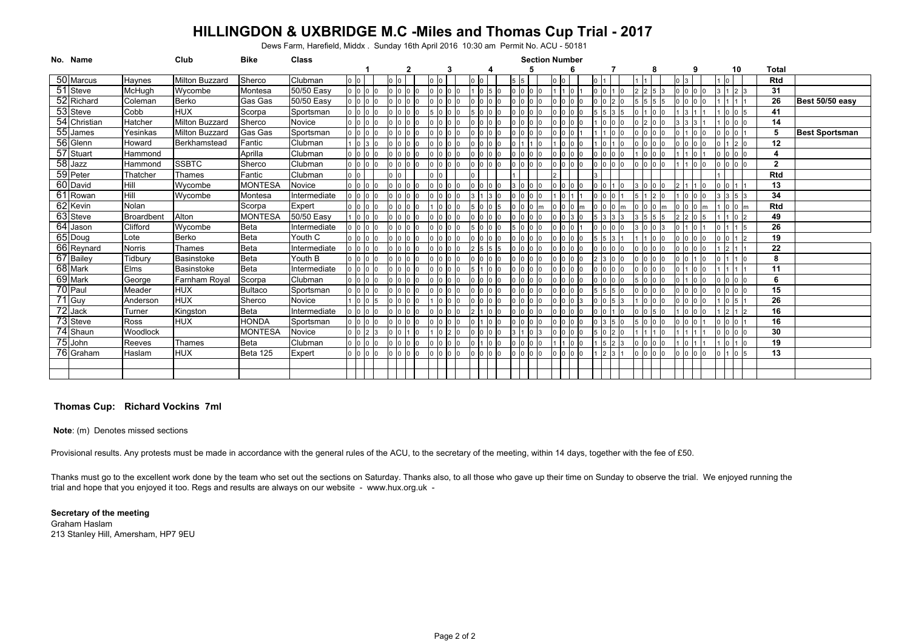# HILLINGDON & UXBRIDGE M.C -Miles and Thomas Cup Trial - 2017

Dews Farm, Harefield, Middx . Sunday 16th April 2016 10:30 am Permit No. ACU - 50181

Section scores are shown as four laps per section (Section Number 1–10).

| No. | Name | | Club | Bike | Class | 1 | 2 | 3 | 4 | 5 | 6 | 7 | 8 | 9 | 10 | Total | |
|---|---|---|---|---|---|---|---|---|---|---|---|---|---|---|---|---|---|
| 50 | Marcus | Haynes | Milton Buzzard | Sherco | Clubman | 0 0 | 0 0 | 0 0 | 0 0 | 5 5 | 0 0 | 0 1 | 1 1 | 0 3 | 1 0 | Rtd | |
| 51 | Steve | McHugh | Wycombe | Montesa | 50/50 Easy | 0 0 0 0 | 0 0 0 0 | 0 0 0 0 | 1 0 5 0 | 0 0 0 0 | 1 1 0 1 | 0 0 1 0 | 2 2 5 3 | 0 0 0 0 | 3 1 2 3 | 31 | |
| 52 | Richard | Coleman | Berko | Gas Gas | 50/50 Easy | 0 0 0 0 | 0 0 0 0 | 0 0 0 0 | 0 0 0 0 | 0 0 0 0 | 0 0 0 0 | 0 0 2 0 | 5 5 5 5 | 0 0 0 0 | 1 1 1 1 | 26 | Best 50/50 easy |
| 53 | Steve | Cobb | HUX | Scorpa | Sportsman | 0 0 0 0 | 0 0 0 0 | 5 0 0 0 | 5 0 0 0 | 0 0 0 0 | 0 0 0 0 | 5 5 3 5 | 0 1 0 0 | 1 3 1 1 | 1 0 0 5 | 41 | |
| 54 | Christian | Hatcher | Milton Buzzard | Sherco | Novice | 0 0 0 0 | 0 0 0 0 | 0 0 0 0 | 0 0 0 0 | 0 0 0 0 | 0 0 0 0 | 1 0 0 0 | 0 2 0 0 | 3 3 3 1 | 1 0 0 0 | 14 | |
| 55 | James | Yesinkas | Milton Buzzard | Gas Gas | Sportsman | 0 0 0 0 | 0 0 0 0 | 0 0 0 0 | 0 0 0 0 | 0 0 0 0 | 0 0 0 1 | 1 1 0 0 | 0 0 0 0 | 0 1 0 0 | 0 0 0 1 | 5 | Best Sportsman |
| 56 | Glenn | Howard | Berkhamstead | Fantic | Clubman | 1 0 3 0 | 0 0 0 0 | 0 0 0 0 | 0 0 0 0 | 0 1 1 0 | 1 0 0 0 | 1 0 1 0 | 0 0 0 0 | 0 0 0 0 | 0 1 2 0 | 12 | |
| 57 | Stuart | Hammond | | Aprilla | Clubman | 0 0 0 0 | 0 0 0 0 | 0 0 0 0 | 0 0 0 0 | 0 0 0 0 | 0 0 0 0 | 0 0 0 0 | 1 0 0 0 | 1 1 0 1 | 0 0 0 0 | 4 | |
| 58 | Jazz | Hammond | SSBTC | Sherco | Clubman | 0 0 0 0 | 0 0 0 0 | 0 0 0 0 | 0 0 0 0 | 0 0 0 0 | 0 0 0 0 | 0 0 0 0 | 0 0 0 0 | 1 1 0 0 | 0 0 0 0 | 2 | |
| 59 | Peter | Thatcher | Thames | Fantic | Clubman | 0 0 | 0 0 | 0 0 | 0 | 1 | 2 | 3 | | | 1 | Rtd | |
| 60 | David | Hill | Wycombe | MONTESA | Novice | 0 0 0 0 | 0 0 0 0 | 0 0 0 0 | 0 0 0 0 | 3 0 0 0 | 0 0 0 0 | 0 0 1 0 | 3 0 0 0 | 2 1 1 0 | 0 0 1 1 | 13 | |
| 61 | Rowan | Hill | Wycombe | Montesa | Intermediate | 0 0 0 0 | 0 0 0 0 | 0 0 0 0 | 3 1 3 0 | 0 0 0 0 | 1 0 1 1 | 0 0 0 1 | 5 1 2 0 | 1 0 0 0 | 3 3 5 3 | 34 | |
| 62 | Kevin | Nolan | | Scorpa | Expert | 0 0 0 0 | 0 0 0 0 | 1 0 0 0 | 5 0 0 5 | 0 0 0 m | 0 0 0 m | 0 0 0 m | 0 0 0 m | 0 0 0 m | 1 0 0 m | Rtd | |
| 63 | Steve | Broardbent | Alton | MONTESA | 50/50 Easy | 1 0 0 0 | 0 0 0 0 | 0 0 0 0 | 0 0 0 0 | 0 0 0 0 | 0 0 3 0 | 5 3 3 3 | 3 5 5 5 | 2 2 0 5 | 1 1 0 2 | 49 | |
| 64 | Jason | Clifford | Wycombe | Beta | Intermediate | 0 0 0 0 | 0 0 0 0 | 0 0 0 0 | 5 0 0 0 | 5 0 0 0 | 0 0 0 1 | 0 0 0 0 | 3 0 0 3 | 0 1 0 1 | 0 1 1 5 | 26 | |
| 65 | Doug | Lote | Berko | Beta | Youth C | 0 0 0 0 | 0 0 0 0 | 0 0 0 0 | 0 0 0 0 | 0 0 0 0 | 0 0 0 0 | 5 5 3 1 | 1 1 0 0 | 0 0 0 0 | 0 0 1 2 | 19 | |
| 66 | Reynard | Norris | Thames | Beta | Intermediate | 0 0 0 0 | 0 0 0 0 | 0 0 0 0 | 2 5 5 5 | 0 0 0 0 | 0 0 0 0 | 0 0 0 0 | 0 0 0 0 | 0 0 0 0 | 1 2 1 1 | 22 | |
| 67 | Bailey | Tidbury | Basinstoke | Beta | Youth B | 0 0 0 0 | 0 0 0 0 | 0 0 0 0 | 0 0 0 0 | 0 0 0 0 | 0 0 0 0 | 2 3 0 0 | 0 0 0 0 | 0 0 1 0 | 0 1 1 0 | 8 | |
| 68 | Mark | Elms | Basinstoke | Beta | Intermediate | 0 0 0 0 | 0 0 0 0 | 0 0 0 0 | 5 1 0 0 | 0 0 0 0 | 0 0 0 0 | 0 0 0 0 | 0 0 0 0 | 0 1 0 0 | 1 1 1 1 | 11 | |
| 69 | Mark | George | Farnham Royal | Scorpa | Clubman | 0 0 0 0 | 0 0 0 0 | 0 0 0 0 | 0 0 0 0 | 0 0 0 0 | 0 0 0 0 | 0 0 0 0 | 5 0 0 0 | 0 1 0 0 | 0 0 0 0 | 6 | |
| 70 | Paul | Meader | HUX | Bultaco | Sportsman | 0 0 0 0 | 0 0 0 0 | 0 0 0 0 | 0 0 0 0 | 0 0 0 0 | 0 0 0 0 | 5 5 5 0 | 0 0 0 0 | 0 0 0 0 | 0 0 0 0 | 15 | |
| 71 | Guy | Anderson | HUX | Sherco | Novice | 1 0 0 5 | 0 0 0 0 | 1 0 0 0 | 0 0 0 0 | 0 0 0 0 | 0 0 0 3 | 0 0 5 3 | 1 0 0 0 | 0 0 0 0 | 1 0 5 1 | 26 | |
| 72 | Jack | Turner | Kingston | Beta | Intermediate | 0 0 0 0 | 0 0 0 0 | 0 0 0 0 | 2 1 0 0 | 0 0 0 0 | 0 0 0 0 | 0 0 1 0 | 0 0 5 0 | 1 0 0 0 | 1 2 1 2 | 16 | |
| 73 | Steve | Ross | HUX | HONDA | Sportsman | 0 0 0 0 | 0 0 0 0 | 0 0 0 0 | 0 1 0 0 | 0 0 0 0 | 0 0 0 0 | 0 3 5 0 | 5 0 0 0 | 0 0 0 1 | 0 0 0 1 | 16 | |
| 74 | Shaun | Woodlock | | MONTESA | Novice | 0 0 2 3 | 0 0 1 0 | 1 0 2 0 | 0 0 0 0 | 3 1 0 3 | 0 0 0 0 | 5 0 2 0 | 1 1 1 0 | 1 1 1 1 | 0 0 0 0 | 30 | |
| 75 | John | Reeves | Thames | Beta | Clubman | 0 0 0 0 | 0 0 0 0 | 0 0 0 0 | 0 1 0 0 | 0 0 0 0 | 1 1 0 0 | 1 5 2 3 | 0 0 0 0 | 1 0 1 1 | 1 0 1 0 | 19 | |
| 76 | Graham | Haslam | HUX | Beta 125 | Expert | 0 0 0 0 | 0 0 0 0 | 0 0 0 0 | 0 0 0 0 | 0 0 0 0 | 0 0 0 0 | 1 2 3 1 | 0 0 0 0 | 0 0 0 0 | 0 1 0 5 | 13 | |

**Thomas Cup: Richard Vockins 7ml**

**Note**: (m) Denotes missed sections

Provisional results. Any protests must be made in accordance with the general rules of the ACU, to the secretary of the meeting, within 14 days, together with the fee of £50.

Thanks must go to the excellent work done by the team who set out the sections on Saturday. Thanks also, to all those who gave up their time on Sunday to observe the trial. We enjoyed running the trial and hope that you enjoyed it too. Regs and results are always on our website - www.hux.org.uk -

**Secretary of the meeting**

Graham Haslam
213 Stanley Hill, Amersham, HP7 9EU